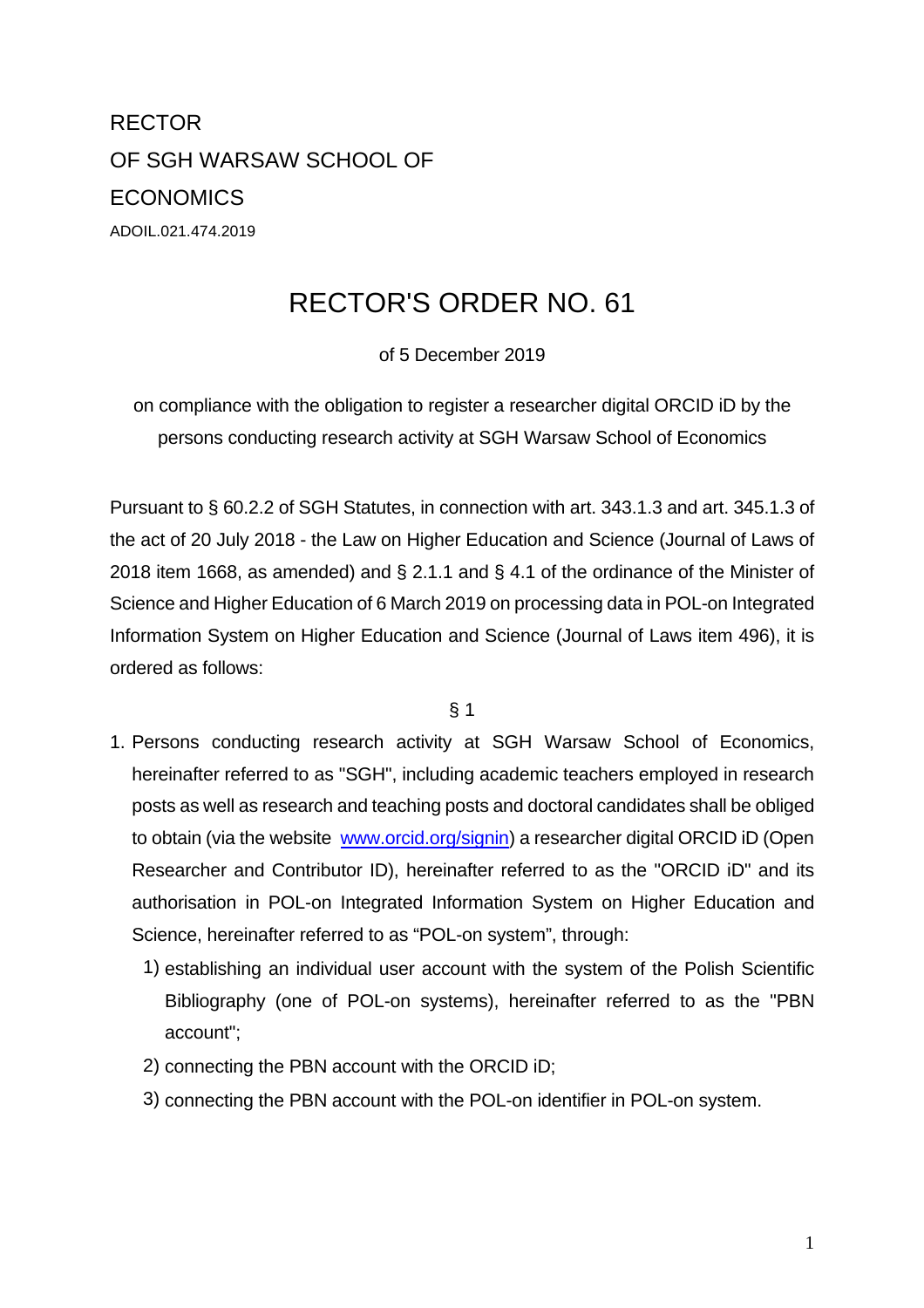RECTOR  
OF SGH WARSAW SCHOOL OF  
ECONOMICS  
ADOIL.021.474.2019

# RECTOR'S ORDER NO. 61

of 5 December 2019

on compliance with the obligation to register a researcher digital ORCID iD by the persons conducting research activity at SGH Warsaw School of Economics

Pursuant to § 60.2.2 of SGH Statutes, in connection with art. 343.1.3 and art. 345.1.3 of the act of 20 July 2018 - the Law on Higher Education and Science (Journal of Laws of 2018 item 1668, as amended) and § 2.1.1 and § 4.1 of the ordinance of the Minister of Science and Higher Education of 6 March 2019 on processing data in POL-on Integrated Information System on Higher Education and Science (Journal of Laws item 496), it is ordered as follows:

§ 1

1. Persons conducting research activity at SGH Warsaw School of Economics, hereinafter referred to as "SGH", including academic teachers employed in research posts as well as research and teaching posts and doctoral candidates shall be obliged to obtain (via the website [www.orcid.org/signin](www.orcid.org/signin)) a researcher digital ORCID iD (Open Researcher and Contributor ID), hereinafter referred to as the "ORCID iD" and its authorisation in POL-on Integrated Information System on Higher Education and Science, hereinafter referred to as "POL-on system", through:
   1) establishing an individual user account with the system of the Polish Scientific Bibliography (one of POL-on systems), hereinafter referred to as the "PBN account";
   2) connecting the PBN account with the ORCID iD;
   3) connecting the PBN account with the POL-on identifier in POL-on system.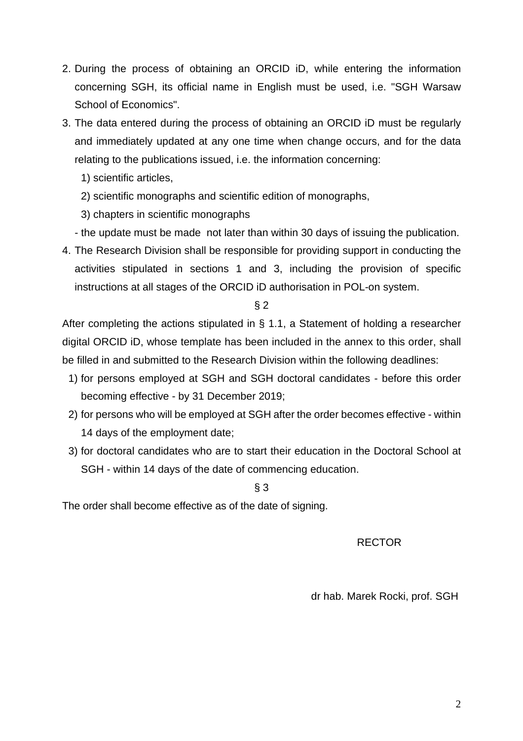2. During the process of obtaining an ORCID iD, while entering the information concerning SGH, its official name in English must be used, i.e. "SGH Warsaw School of Economics".
3. The data entered during the process of obtaining an ORCID iD must be regularly and immediately updated at any one time when change occurs, and for the data relating to the publications issued, i.e. the information concerning:
   1) scientific articles,
   2) scientific monographs and scientific edition of monographs,
   3) chapters in scientific monographs

   - the update must be made not later than within 30 days of issuing the publication.
4. The Research Division shall be responsible for providing support in conducting the activities stipulated in sections 1 and 3, including the provision of specific instructions at all stages of the ORCID iD authorisation in POL-on system.

§ 2

After completing the actions stipulated in § 1.1, a Statement of holding a researcher digital ORCID iD, whose template has been included in the annex to this order, shall be filled in and submitted to the Research Division within the following deadlines:

1) for persons employed at SGH and SGH doctoral candidates - before this order becoming effective - by 31 December 2019;
2) for persons who will be employed at SGH after the order becomes effective - within 14 days of the employment date;
3) for doctoral candidates who are to start their education in the Doctoral School at SGH - within 14 days of the date of commencing education.

§ 3

The order shall become effective as of the date of signing.

RECTOR

dr hab. Marek Rocki, prof. SGH